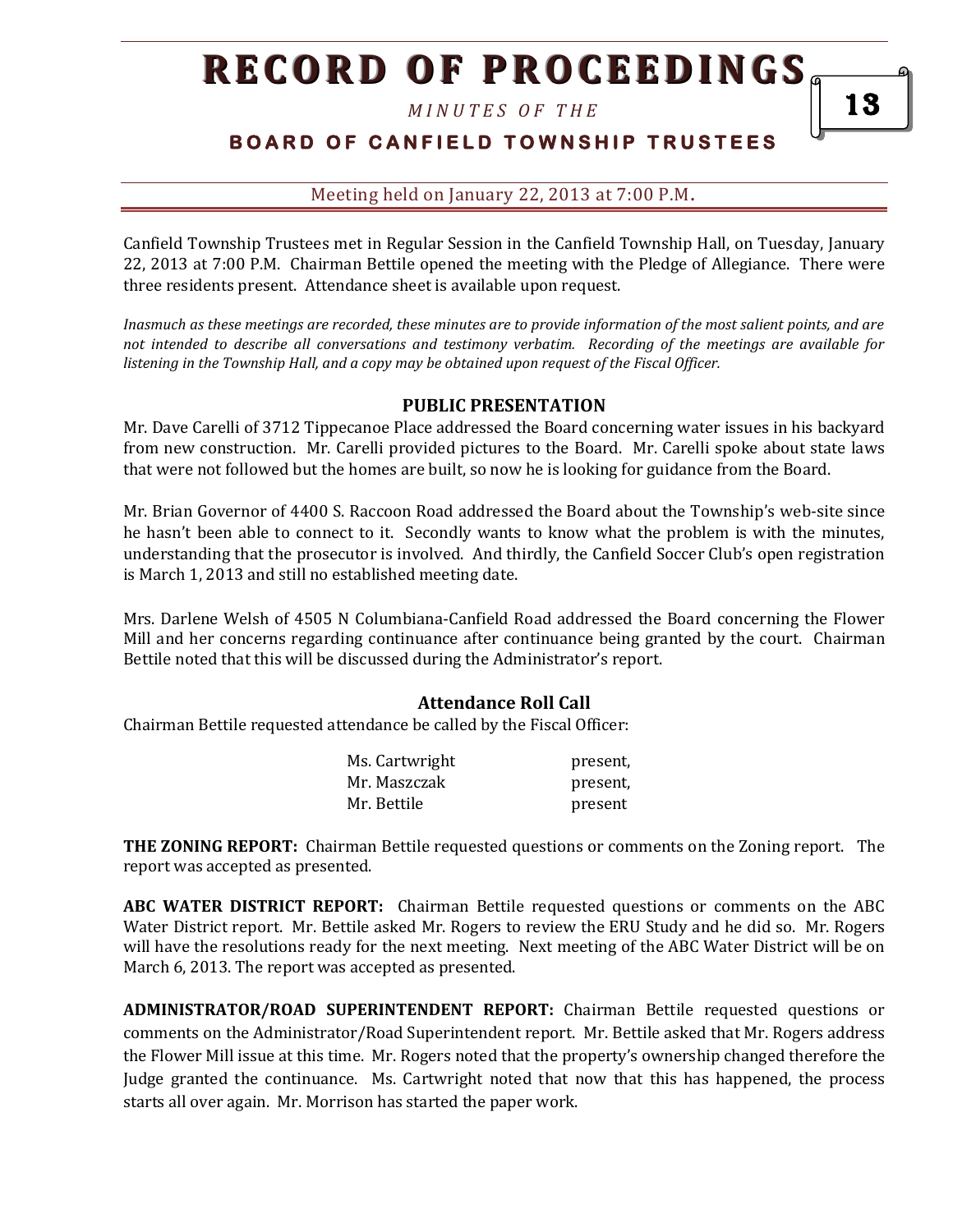# RECORD OF PROCEEDINGS

*MINUTES OF THE*

## BOARD OF CANFIELD TOWNSHIP TRUSTEES

Meeting held on January 22, 2013 at 7:00 P.M.

Canfield Township Trustees met in Regular Session in the Canfield Township Hall, on Tuesday, January 22, 2013 at 7:00 P.M. Chairman Bettile opened the meeting with the Pledge of Allegiance. There were three residents present. Attendance sheet is available upon request.

*Inasmuch as these meetings are recorded, these minutes are to provide information of the most salient points, and are not intended to describe all conversations and testimony verbatim. Recording of the meetings are available for listening in the Township Hall, and a copy may be obtained upon request of the Fiscal Officer.*

### PUBLIC PRESENTATION

Mr. Dave Carelli of 3712 Tippecanoe Place addressed the Board concerning water issues in his backyard from new construction. Mr. Carelli provided pictures to the Board. Mr. Carelli spoke about state laws that were not followed but the homes are built, so now he is looking for guidance from the Board.

Mr. Brian Governor of 4400 S. Raccoon Road addressed the Board about the Township's web-site since he hasn't been able to connect to it. Secondly wants to know what the problem is with the minutes, understanding that the prosecutor is involved. And thirdly, the Canfield Soccer Club's open registration is March 1, 2013 and still no established meeting date.

Mrs. Darlene Welsh of 4505 N Columbiana-Canfield Road addressed the Board concerning the Flower Mill and her concerns regarding continuance after continuance being granted by the court. Chairman Bettile noted that this will be discussed during the Administrator's report.

### Attendance Roll Call

Chairman Bettile requested attendance be called by the Fiscal Officer:

| | |
|---|---|
| Ms. Cartwright | present, |
| Mr. Maszczak | present, |
| Mr. Bettile | present |

**THE ZONING REPORT:** Chairman Bettile requested questions or comments on the Zoning report. The report was accepted as presented.

**ABC WATER DISTRICT REPORT:** Chairman Bettile requested questions or comments on the ABC Water District report. Mr. Bettile asked Mr. Rogers to review the ERU Study and he did so. Mr. Rogers will have the resolutions ready for the next meeting. Next meeting of the ABC Water District will be on March 6, 2013. The report was accepted as presented.

**ADMINISTRATOR/ROAD SUPERINTENDENT REPORT:** Chairman Bettile requested questions or comments on the Administrator/Road Superintendent report. Mr. Bettile asked that Mr. Rogers address the Flower Mill issue at this time. Mr. Rogers noted that the property's ownership changed therefore the Judge granted the continuance. Ms. Cartwright noted that now that this has happened, the process starts all over again. Mr. Morrison has started the paper work.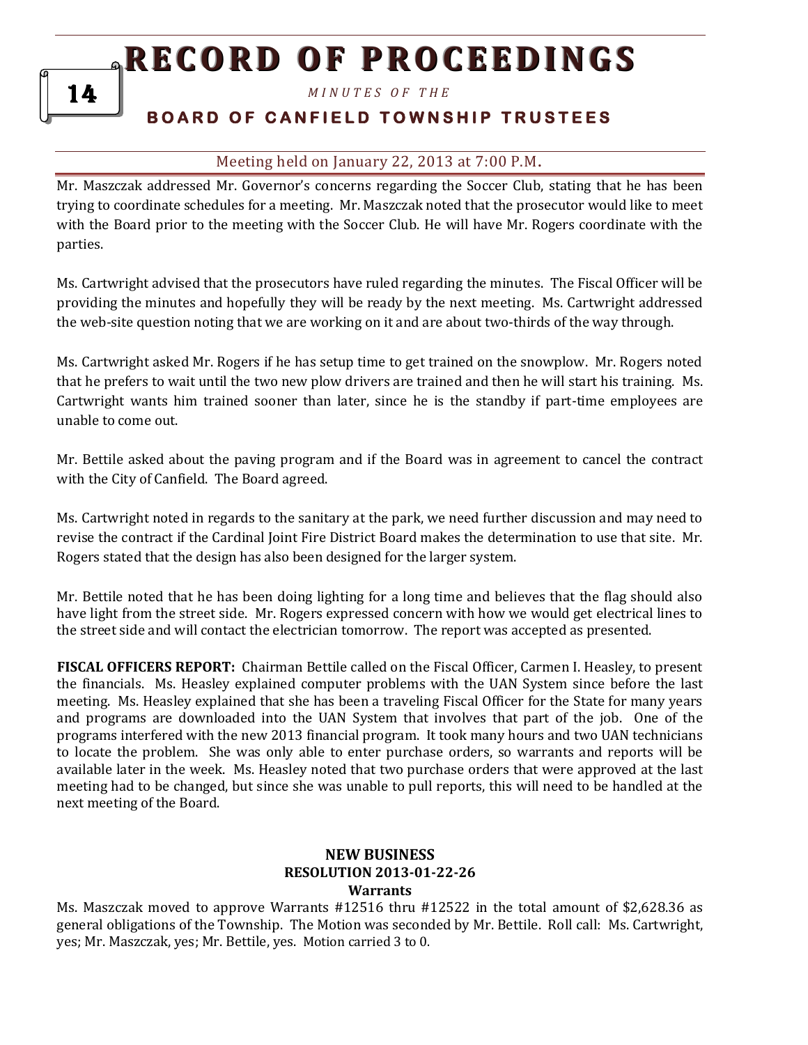Mr. Maszczak addressed Mr. Governor's concerns regarding the Soccer Club, stating that he has been trying to coordinate schedules for a meeting. Mr. Maszczak noted that the prosecutor would like to meet with the Board prior to the meeting with the Soccer Club. He will have Mr. Rogers coordinate with the parties.

Ms. Cartwright advised that the prosecutors have ruled regarding the minutes. The Fiscal Officer will be providing the minutes and hopefully they will be ready by the next meeting. Ms. Cartwright addressed the web-site question noting that we are working on it and are about two-thirds of the way through.

Ms. Cartwright asked Mr. Rogers if he has setup time to get trained on the snowplow. Mr. Rogers noted that he prefers to wait until the two new plow drivers are trained and then he will start his training. Ms. Cartwright wants him trained sooner than later, since he is the standby if part-time employees are unable to come out.

Mr. Bettile asked about the paving program and if the Board was in agreement to cancel the contract with the City of Canfield. The Board agreed.

Ms. Cartwright noted in regards to the sanitary at the park, we need further discussion and may need to revise the contract if the Cardinal Joint Fire District Board makes the determination to use that site. Mr. Rogers stated that the design has also been designed for the larger system.

Mr. Bettile noted that he has been doing lighting for a long time and believes that the flag should also have light from the street side. Mr. Rogers expressed concern with how we would get electrical lines to the street side and will contact the electrician tomorrow. The report was accepted as presented.

**FISCAL OFFICERS REPORT:** Chairman Bettile called on the Fiscal Officer, Carmen I. Heasley, to present the financials. Ms. Heasley explained computer problems with the UAN System since before the last meeting. Ms. Heasley explained that she has been a traveling Fiscal Officer for the State for many years and programs are downloaded into the UAN System that involves that part of the job. One of the programs interfered with the new 2013 financial program. It took many hours and two UAN technicians to locate the problem. She was only able to enter purchase orders, so warrants and reports will be available later in the week. Ms. Heasley noted that two purchase orders that were approved at the last meeting had to be changed, but since she was unable to pull reports, this will need to be handled at the next meeting of the Board.

**NEW BUSINESS**
**RESOLUTION 2013-01-22-26**
**Warrants**

Ms. Maszczak moved to approve Warrants #12516 thru #12522 in the total amount of $2,628.36 as general obligations of the Township. The Motion was seconded by Mr. Bettile. Roll call: Ms. Cartwright, yes; Mr. Maszczak, yes; Mr. Bettile, yes. Motion carried 3 to 0.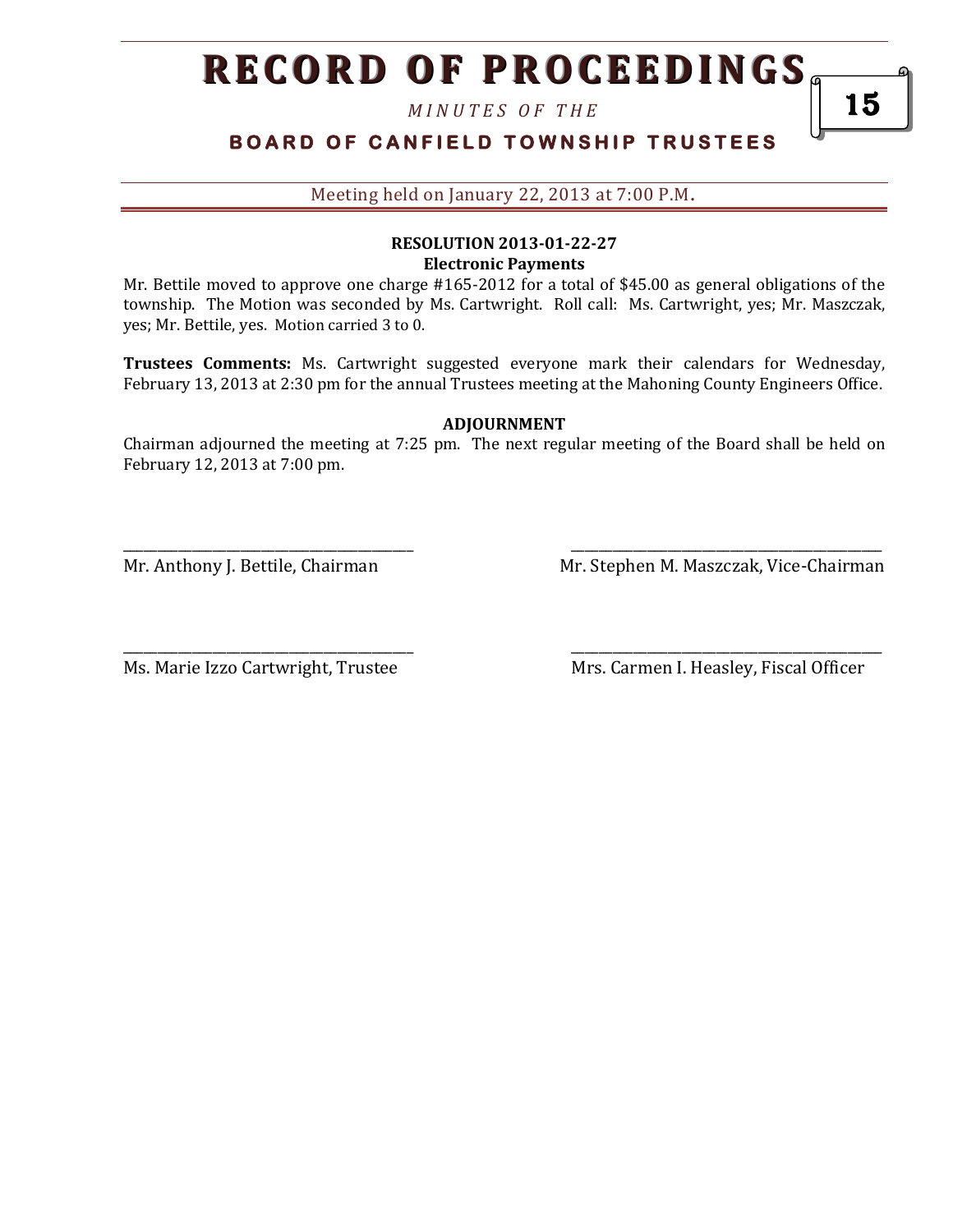**RESOLUTION 2013-01-22-27**
**Electronic Payments**

Mr. Bettile moved to approve one charge #165-2012 for a total of $45.00 as general obligations of the township. The Motion was seconded by Ms. Cartwright. Roll call: Ms. Cartwright, yes; Mr. Maszczak, yes; Mr. Bettile, yes. Motion carried 3 to 0.

**Trustees Comments:** Ms. Cartwright suggested everyone mark their calendars for Wednesday, February 13, 2013 at 2:30 pm for the annual Trustees meeting at the Mahoning County Engineers Office.

**ADJOURNMENT**

Chairman adjourned the meeting at 7:25 pm. The next regular meeting of the Board shall be held on February 12, 2013 at 7:00 pm.

\_\_\_\_\_\_\_\_\_\_\_\_\_\_\_\_\_\_\_\_\_\_\_\_\_\_\_\_\_\_\_\_\_\_\_\_\_\_\_\_
Mr. Anthony J. Bettile, Chairman

\_\_\_\_\_\_\_\_\_\_\_\_\_\_\_\_\_\_\_\_\_\_\_\_\_\_\_\_\_\_\_\_\_\_\_\_\_\_\_\_
Mr. Stephen M. Maszczak, Vice-Chairman

\_\_\_\_\_\_\_\_\_\_\_\_\_\_\_\_\_\_\_\_\_\_\_\_\_\_\_\_\_\_\_\_\_\_\_\_\_\_\_\_
Ms. Marie Izzo Cartwright, Trustee

\_\_\_\_\_\_\_\_\_\_\_\_\_\_\_\_\_\_\_\_\_\_\_\_\_\_\_\_\_\_\_\_\_\_\_\_\_\_\_\_
Mrs. Carmen I. Heasley, Fiscal Officer